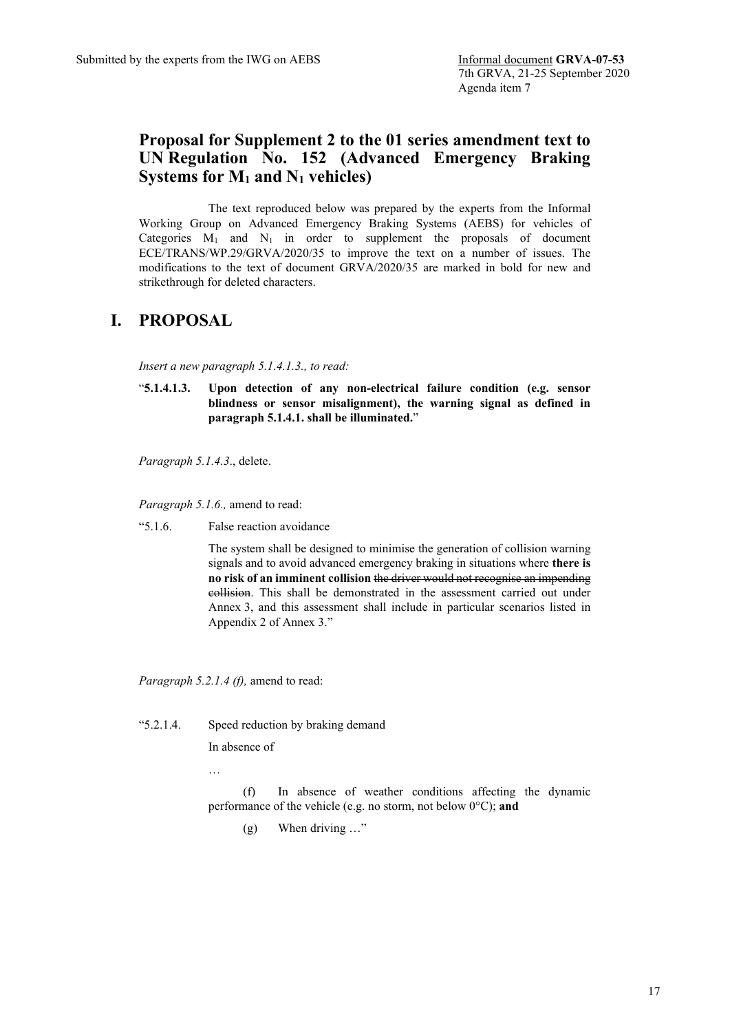Submitted by the experts from the IWG on AEBS

Informal document **GRVA-07-53**
7th GRVA, 21-25 September 2020
Agenda item 7

# Proposal for Supplement 2 to the 01 series amendment text to UN Regulation No. 152 (Advanced Emergency Braking Systems for $M_1$ and $N_1$ vehicles)

The text reproduced below was prepared by the experts from the Informal Working Group on Advanced Emergency Braking Systems (AEBS) for vehicles of Categories $M_1$ and $N_1$ in order to supplement the proposals of document ECE/TRANS/WP.29/GRVA/2020/35 to improve the text on a number of issues. The modifications to the text of document GRVA/2020/35 are marked in bold for new and strikethrough for deleted characters.

# I. PROPOSAL

*Insert a new paragraph 5.1.4.1.3., to read:*

"**5.1.4.1.3. Upon detection of any non-electrical failure condition (e.g. sensor blindness or sensor misalignment), the warning signal as defined in paragraph 5.1.4.1. shall be illuminated.**"

*Paragraph 5.1.4.3*., delete.

*Paragraph 5.1.6.,* amend to read:

"5.1.6. False reaction avoidance

The system shall be designed to minimise the generation of collision warning signals and to avoid advanced emergency braking in situations where **there is no risk of an imminent collision** ~~the driver would not recognise an impending collision~~. This shall be demonstrated in the assessment carried out under Annex 3, and this assessment shall include in particular scenarios listed in Appendix 2 of Annex 3."

*Paragraph 5.2.1.4 (f),* amend to read:

"5.2.1.4. Speed reduction by braking demand

In absence of

…

(f) In absence of weather conditions affecting the dynamic performance of the vehicle (e.g. no storm, not below 0°C); **and**

(g) When driving …"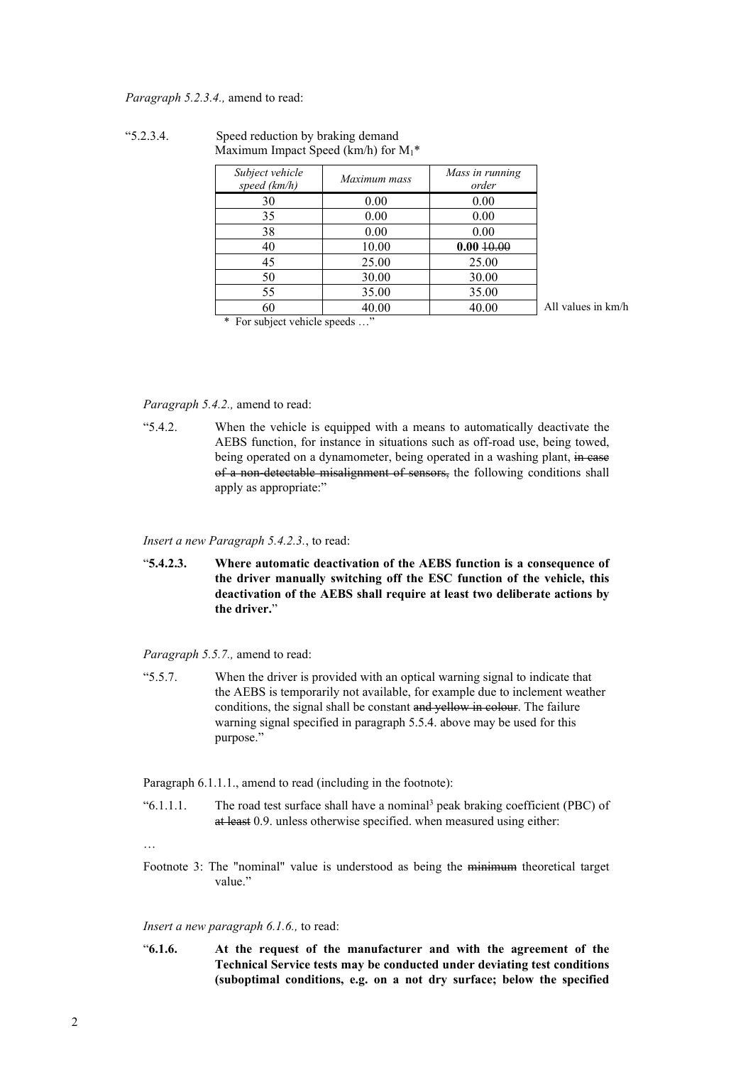*Paragraph 5.2.3.4.,* amend to read:

"5.2.3.4. Speed reduction by braking demand
Maximum Impact Speed (km/h) for $M_1$*

| *Subject vehicle speed (km/h)* | *Maximum mass* | *Mass in running order* |
|---|---|---|
| 30 | 0.00 | 0.00 |
| 35 | 0.00 | 0.00 |
| 38 | 0.00 | 0.00 |
| 40 | 10.00 | **0.00** ~~10.00~~ |
| 45 | 25.00 | 25.00 |
| 50 | 30.00 | 30.00 |
| 55 | 35.00 | 35.00 |
| 60 | 40.00 | 40.00 |

All values in km/h

\* For subject vehicle speeds …"

*Paragraph 5.4.2.,* amend to read:

"5.4.2. When the vehicle is equipped with a means to automatically deactivate the AEBS function, for instance in situations such as off-road use, being towed, being operated on a dynamometer, being operated in a washing plant, ~~in case of a non-detectable misalignment of sensors,~~ the following conditions shall apply as appropriate:"

*Insert a new Paragraph 5.4.2.3.*, to read:

"**5.4.2.3. Where automatic deactivation of the AEBS function is a consequence of the driver manually switching off the ESC function of the vehicle, this deactivation of the AEBS shall require at least two deliberate actions by the driver.**"

*Paragraph 5.5.7.,* amend to read:

"5.5.7. When the driver is provided with an optical warning signal to indicate that the AEBS is temporarily not available, for example due to inclement weather conditions, the signal shall be constant ~~and yellow in colour~~. The failure warning signal specified in paragraph 5.5.4. above may be used for this purpose."

Paragraph 6.1.1.1., amend to read (including in the footnote):

"6.1.1.1. The road test surface shall have a nominal[3] peak braking coefficient (PBC) of ~~at least~~ 0.9. unless otherwise specified. when measured using either:

…

Footnote 3: The "nominal" value is understood as being the ~~minimum~~ theoretical target value."

*Insert a new paragraph 6.1.6.,* to read:

"**6.1.6. At the request of the manufacturer and with the agreement of the Technical Service tests may be conducted under deviating test conditions (suboptimal conditions, e.g. on a not dry surface; below the specified**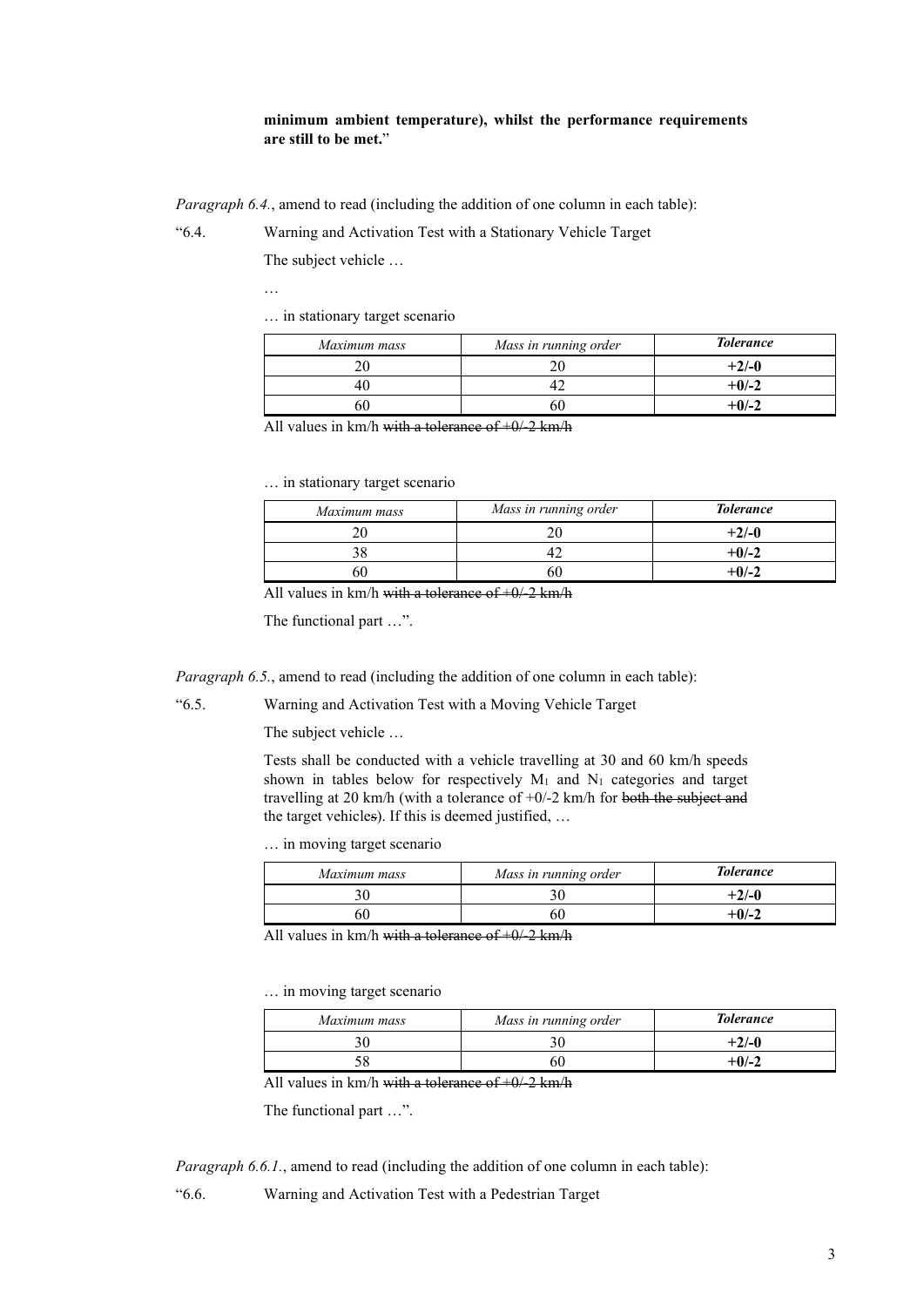**minimum ambient temperature), whilst the performance requirements are still to be met.**"

*Paragraph 6.4.*, amend to read (including the addition of one column in each table):

"6.4. Warning and Activation Test with a Stationary Vehicle Target

The subject vehicle …

…

… in stationary target scenario

| *Maximum mass* | *Mass in running order* | ***Tolerance*** |
|---|---|---|
| 20 | 20 | **+2/-0** |
| 40 | 42 | **+0/-2** |
| 60 | 60 | **+0/-2** |

All values in km/h ~~with a tolerance of +0/-2 km/h~~

… in stationary target scenario

| *Maximum mass* | *Mass in running order* | ***Tolerance*** |
|---|---|---|
| 20 | 20 | **+2/-0** |
| 38 | 42 | **+0/-2** |
| 60 | 60 | **+0/-2** |

All values in km/h ~~with a tolerance of +0/-2 km/h~~

The functional part …".

*Paragraph 6.5.*, amend to read (including the addition of one column in each table):

"6.5. Warning and Activation Test with a Moving Vehicle Target

The subject vehicle …

Tests shall be conducted with a vehicle travelling at 30 and 60 km/h speeds shown in tables below for respectively $M_1$ and $N_1$ categories and target travelling at 20 km/h (with a tolerance of +0/-2 km/h for ~~both the subject and~~ the target vehicle~~s~~). If this is deemed justified, …

… in moving target scenario

| *Maximum mass* | *Mass in running order* | ***Tolerance*** |
|---|---|---|
| 30 | 30 | **+2/-0** |
| 60 | 60 | **+0/-2** |

All values in km/h ~~with a tolerance of +0/-2 km/h~~

… in moving target scenario

| *Maximum mass* | *Mass in running order* | ***Tolerance*** |
|---|---|---|
| 30 | 30 | **+2/-0** |
| 58 | 60 | **+0/-2** |

All values in km/h ~~with a tolerance of +0/-2 km/h~~

The functional part …".

*Paragraph 6.6.1.*, amend to read (including the addition of one column in each table):

"6.6. Warning and Activation Test with a Pedestrian Target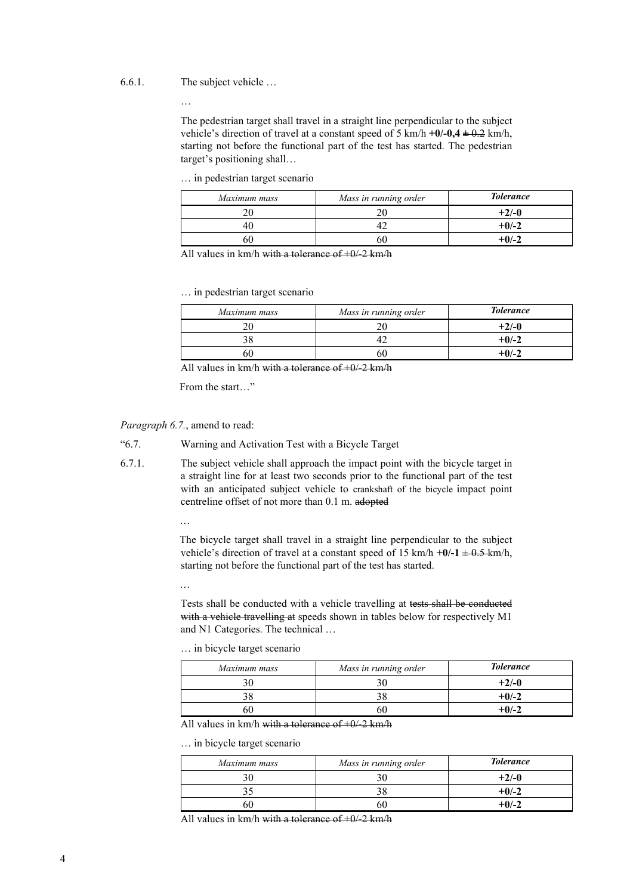6.6.1. The subject vehicle …

…

The pedestrian target shall travel in a straight line perpendicular to the subject vehicle's direction of travel at a constant speed of 5 km/h **+0/-0,4** ~~± 0.2~~ km/h, starting not before the functional part of the test has started. The pedestrian target's positioning shall…

… in pedestrian target scenario

| *Maximum mass* | *Mass in running order* | ***Tolerance*** |
|---|---|---|
| 20 | 20 | **+2/-0** |
| 40 | 42 | **+0/-2** |
| 60 | 60 | **+0/-2** |

All values in km/h ~~with a tolerance of +0/-2 km/h~~

… in pedestrian target scenario

| *Maximum mass* | *Mass in running order* | ***Tolerance*** |
|---|---|---|
| 20 | 20 | **+2/-0** |
| 38 | 42 | **+0/-2** |
| 60 | 60 | **+0/-2** |

All values in km/h ~~with a tolerance of +0/-2 km/h~~

From the start…"

*Paragraph 6.7.*, amend to read:

"6.7. Warning and Activation Test with a Bicycle Target

6.7.1. The subject vehicle shall approach the impact point with the bicycle target in a straight line for at least two seconds prior to the functional part of the test with an anticipated subject vehicle to crankshaft of the bicycle impact point centreline offset of not more than 0.1 m. ~~adopted~~

…

The bicycle target shall travel in a straight line perpendicular to the subject vehicle's direction of travel at a constant speed of 15 km/h **+0/-1** ~~± 0.5~~ km/h, starting not before the functional part of the test has started.

…

Tests shall be conducted with a vehicle travelling at ~~tests shall be conducted with a vehicle travelling at~~ speeds shown in tables below for respectively M1 and N1 Categories. The technical …

… in bicycle target scenario

| *Maximum mass* | *Mass in running order* | ***Tolerance*** |
|---|---|---|
| 30 | 30 | **+2/-0** |
| 38 | 38 | **+0/-2** |
| 60 | 60 | **+0/-2** |

All values in km/h ~~with a tolerance of +0/-2 km/h~~

… in bicycle target scenario

| *Maximum mass* | *Mass in running order* | ***Tolerance*** |
|---|---|---|
| 30 | 30 | **+2/-0** |
| 35 | 38 | **+0/-2** |
| 60 | 60 | **+0/-2** |

All values in km/h ~~with a tolerance of +0/-2 km/h~~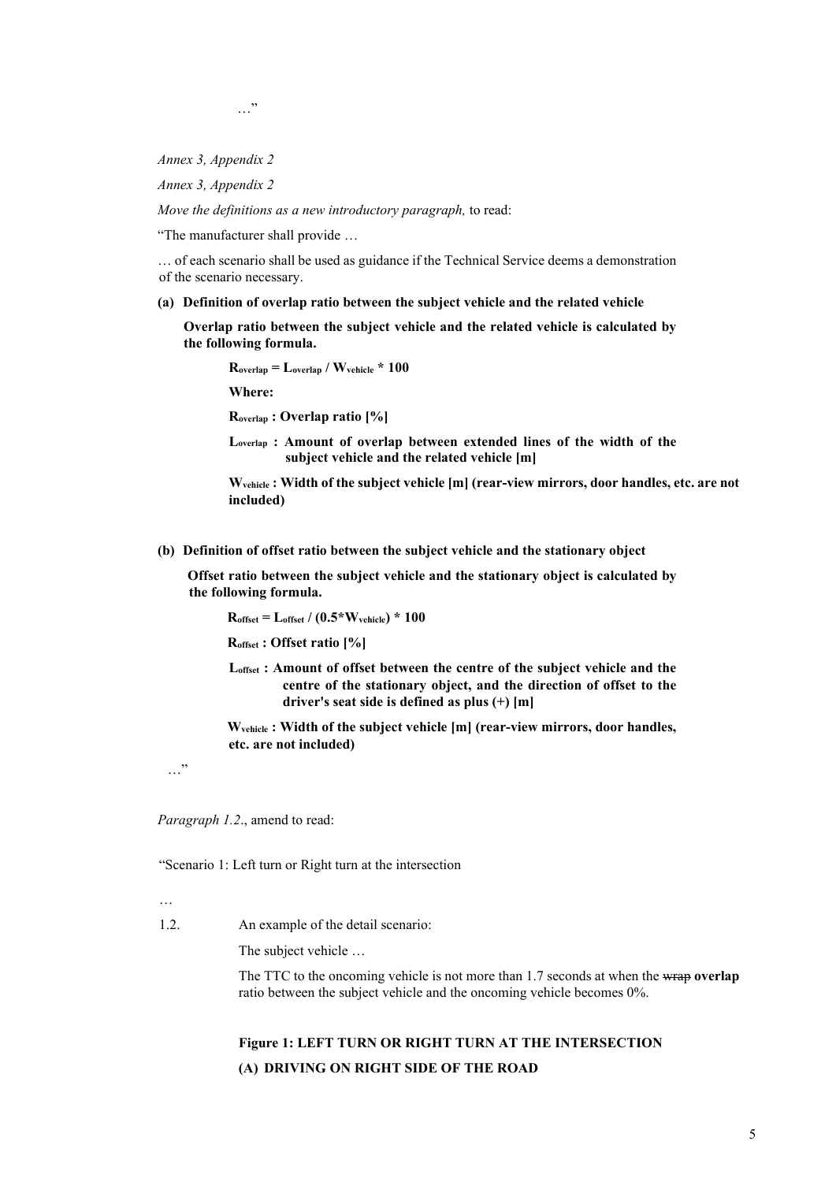…"

*Annex 3, Appendix 2*

*Annex 3, Appendix 2*

*Move the definitions as a new introductory paragraph,* to read:

"The manufacturer shall provide …

… of each scenario shall be used as guidance if the Technical Service deems a demonstration of the scenario necessary.

**(a) Definition of overlap ratio between the subject vehicle and the related vehicle**

**Overlap ratio between the subject vehicle and the related vehicle is calculated by the following formula.**

$$R_{overlap} = L_{overlap} / W_{vehicle} * 100$$

**Where:**

**$R_{overlap}$ : Overlap ratio [%]**

**$L_{overlap}$ : Amount of overlap between extended lines of the width of the subject vehicle and the related vehicle [m]**

**$W_{vehicle}$ : Width of the subject vehicle [m] (rear-view mirrors, door handles, etc. are not included)**

**(b) Definition of offset ratio between the subject vehicle and the stationary object**

**Offset ratio between the subject vehicle and the stationary object is calculated by the following formula.**

$$R_{offset} = L_{offset} / (0.5*W_{vehicle}) * 100$$

**$R_{offset}$ : Offset ratio [%]**

**$L_{offset}$ : Amount of offset between the centre of the subject vehicle and the centre of the stationary object, and the direction of offset to the driver's seat side is defined as plus (+) [m]**

**$W_{vehicle}$ : Width of the subject vehicle [m] (rear-view mirrors, door handles, etc. are not included)**

…"

*Paragraph 1.2*., amend to read:

"Scenario 1: Left turn or Right turn at the intersection

…

1.2. An example of the detail scenario:

The subject vehicle …

The TTC to the oncoming vehicle is not more than 1.7 seconds at when the ~~wrap~~ **overlap** ratio between the subject vehicle and the oncoming vehicle becomes 0%.

**Figure 1: LEFT TURN OR RIGHT TURN AT THE INTERSECTION**

**(A) DRIVING ON RIGHT SIDE OF THE ROAD**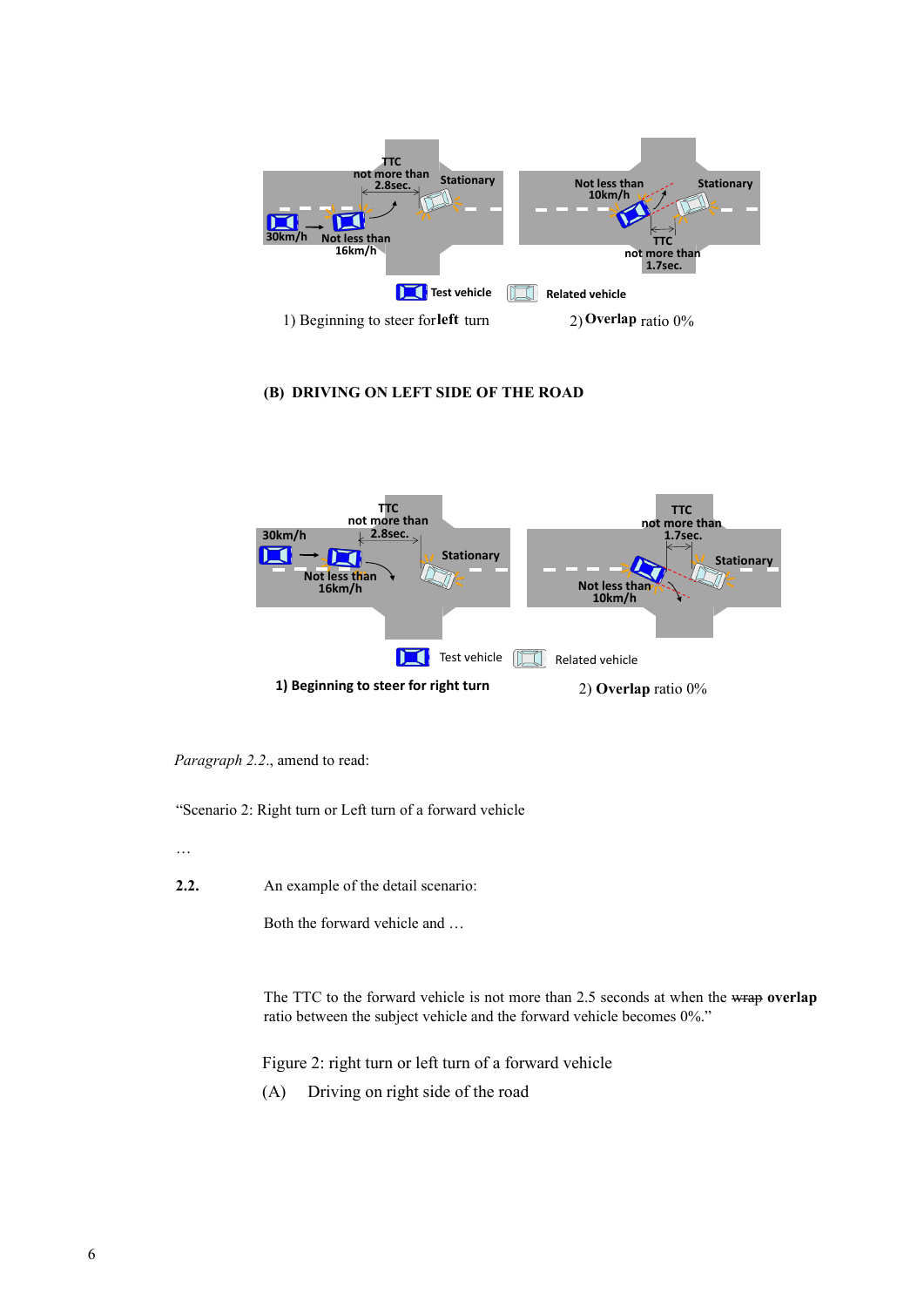1) Beginning to steer for **left** turn

2) **Overlap** ratio 0%

**(B) DRIVING ON LEFT SIDE OF THE ROAD**

**1) Beginning to steer for right turn**

2) **Overlap** ratio 0%

*Paragraph 2.2.*, amend to read:

"Scenario 2: Right turn or Left turn of a forward vehicle

…

**2.2.** An example of the detail scenario:

Both the forward vehicle and …

The TTC to the forward vehicle is not more than 2.5 seconds at when the ~~wrap~~ **overlap** ratio between the subject vehicle and the forward vehicle becomes 0%."

Figure 2: right turn or left turn of a forward vehicle

(A) Driving on right side of the road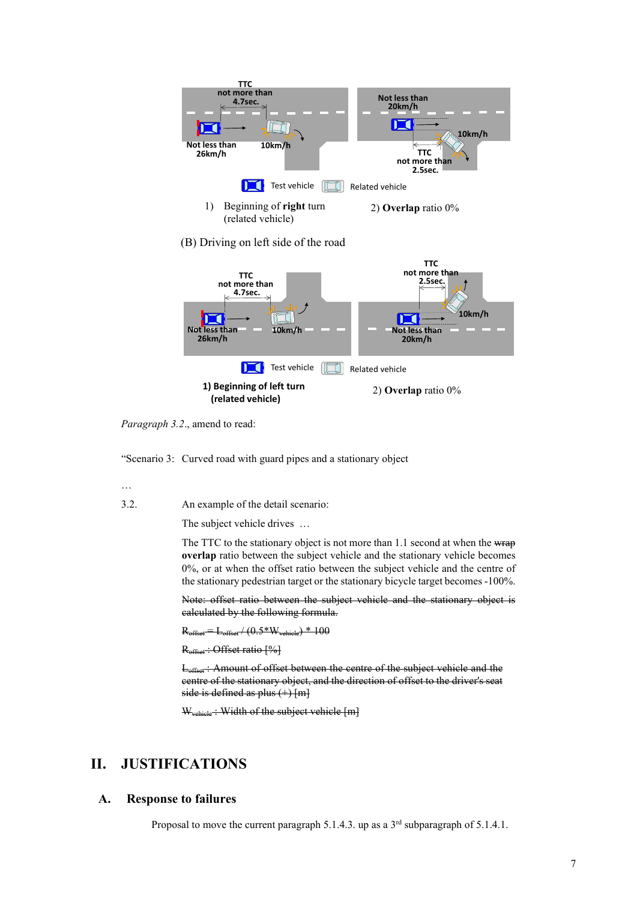TTC not more than 4.7sec.

Not less than 26km/h

10km/h

Not less than 20km/h

10km/h

TTC not more than 2.5sec.

Test vehicle Related vehicle

1) Beginning of **right** turn (related vehicle)

2) **Overlap** ratio 0%

(B) Driving on left side of the road

TTC not more than 4.7sec.

Not less than 26km/h

10km/h

TTC not more than 2.5sec.

10km/h

Not less than 20km/h

Test vehicle Related vehicle

**1) Beginning of left turn (related vehicle)**

2) **Overlap** ratio 0%

*Paragraph 3.2.*, amend to read:

"Scenario 3: Curved road with guard pipes and a stationary object

…

3.2. An example of the detail scenario:

The subject vehicle drives …

The TTC to the stationary object is not more than 1.1 second at when the ~~wrap~~ **overlap** ratio between the subject vehicle and the stationary vehicle becomes 0%, or at when the offset ratio between the subject vehicle and the centre of the stationary pedestrian target or the stationary bicycle target becomes -100%.

~~Note: offset ratio between the subject vehicle and the stationary object is calculated by the following formula.~~

~~$R_{offset} = L_{offset} / (0.5*W_{vehicle}) * 100$~~

~~$R_{offset}$ : Offset ratio [%]~~

~~$L_{offset}$ : Amount of offset between the centre of the subject vehicle and the centre of the stationary object, and the direction of offset to the driver's seat side is defined as plus (+) [m]~~

~~$W_{vehicle}$ : Width of the subject vehicle [m]~~

# II. JUSTIFICATIONS

## A. Response to failures

Proposal to move the current paragraph 5.1.4.3. up as a 3rd subparagraph of 5.1.4.1.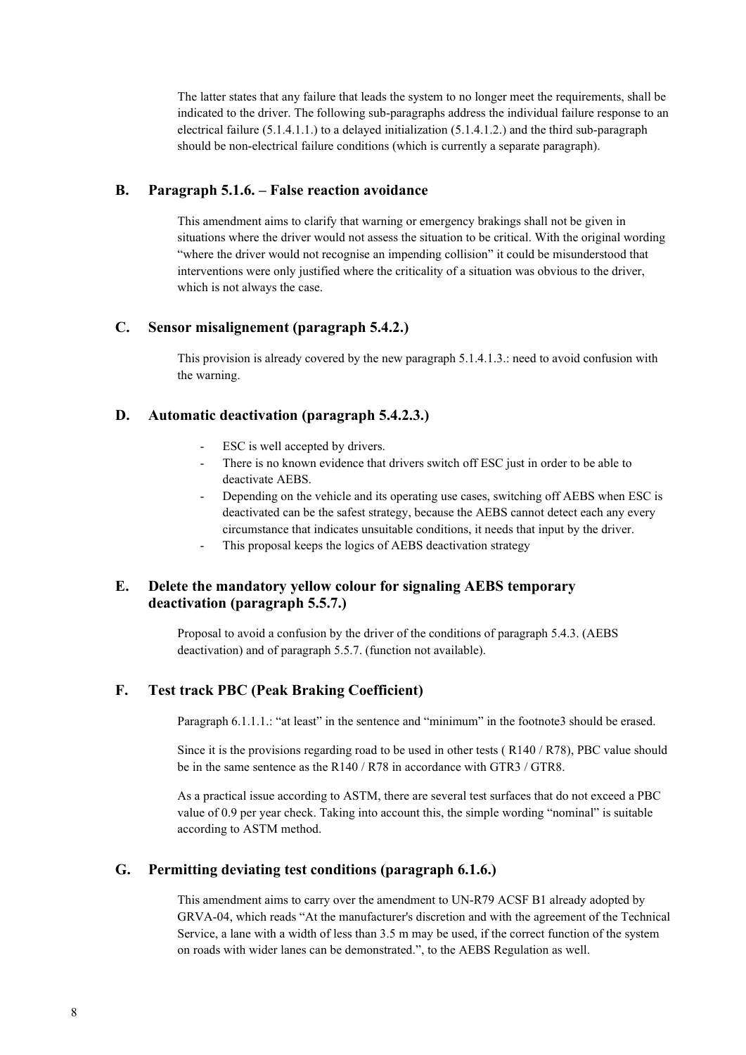The latter states that any failure that leads the system to no longer meet the requirements, shall be indicated to the driver. The following sub-paragraphs address the individual failure response to an electrical failure (5.1.4.1.1.) to a delayed initialization (5.1.4.1.2.) and the third sub-paragraph should be non-electrical failure conditions (which is currently a separate paragraph).

### B. Paragraph 5.1.6. – False reaction avoidance

This amendment aims to clarify that warning or emergency brakings shall not be given in situations where the driver would not assess the situation to be critical. With the original wording "where the driver would not recognise an impending collision" it could be misunderstood that interventions were only justified where the criticality of a situation was obvious to the driver, which is not always the case.

### C. Sensor misalignement (paragraph 5.4.2.)

This provision is already covered by the new paragraph 5.1.4.1.3.: need to avoid confusion with the warning.

### D. Automatic deactivation (paragraph 5.4.2.3.)

- ESC is well accepted by drivers.
- There is no known evidence that drivers switch off ESC just in order to be able to deactivate AEBS.
- Depending on the vehicle and its operating use cases, switching off AEBS when ESC is deactivated can be the safest strategy, because the AEBS cannot detect each any every circumstance that indicates unsuitable conditions, it needs that input by the driver.
- This proposal keeps the logics of AEBS deactivation strategy

### E. Delete the mandatory yellow colour for signaling AEBS temporary deactivation (paragraph 5.5.7.)

Proposal to avoid a confusion by the driver of the conditions of paragraph 5.4.3. (AEBS deactivation) and of paragraph 5.5.7. (function not available).

### F. Test track PBC (Peak Braking Coefficient)

Paragraph 6.1.1.1.: "at least" in the sentence and "minimum" in the footnote3 should be erased.

Since it is the provisions regarding road to be used in other tests ( R140 / R78), PBC value should be in the same sentence as the R140 / R78 in accordance with GTR3 / GTR8.

As a practical issue according to ASTM, there are several test surfaces that do not exceed a PBC value of 0.9 per year check. Taking into account this, the simple wording "nominal" is suitable according to ASTM method.

### G. Permitting deviating test conditions (paragraph 6.1.6.)

This amendment aims to carry over the amendment to UN-R79 ACSF B1 already adopted by GRVA-04, which reads "At the manufacturer's discretion and with the agreement of the Technical Service, a lane with a width of less than 3.5 m may be used, if the correct function of the system on roads with wider lanes can be demonstrated.", to the AEBS Regulation as well.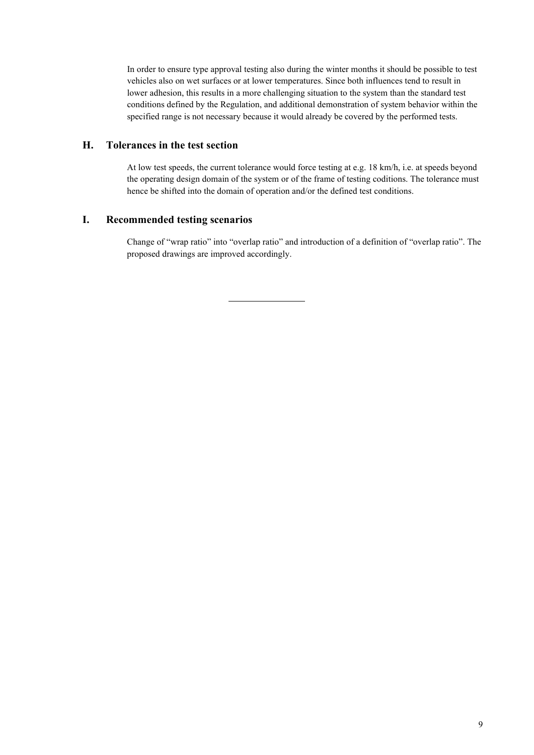In order to ensure type approval testing also during the winter months it should be possible to test vehicles also on wet surfaces or at lower temperatures. Since both influences tend to result in lower adhesion, this results in a more challenging situation to the system than the standard test conditions defined by the Regulation, and additional demonstration of system behavior within the specified range is not necessary because it would already be covered by the performed tests.

## H. Tolerances in the test section

At low test speeds, the current tolerance would force testing at e.g. 18 km/h, i.e. at speeds beyond the operating design domain of the system or of the frame of testing coditions. The tolerance must hence be shifted into the domain of operation and/or the defined test conditions.

## I. Recommended testing scenarios

Change of “wrap ratio” into “overlap ratio” and introduction of a definition of “overlap ratio”. The proposed drawings are improved accordingly.